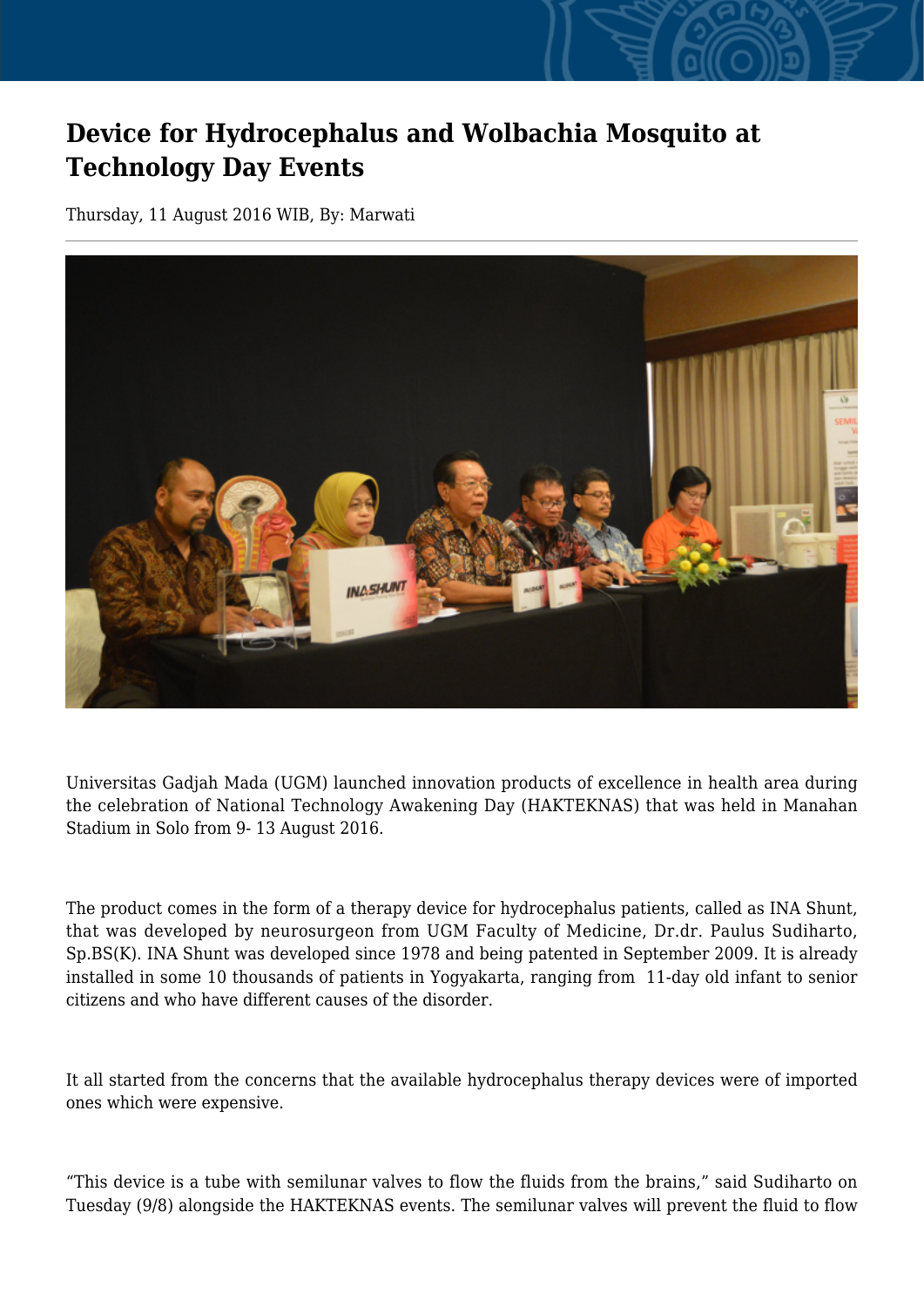# Device for Hydrocephalus and Wolbachia Mosquito at Technology Day Events

Thursday, 11 August 2016 WIB, By: Marwati

Universitas Gadjah Mada (UGM) launched innovation products of excellence in health area during the celebration of National Technology Awakening Day (HAKTEKNAS) that was held in Manahan Stadium in Solo from 9- 13 August 2016.

The product comes in the form of a therapy device for hydrocephalus patients, called as INA Shunt, that was developed by neurosurgeon from UGM Faculty of Medicine, Dr.dr. Paulus Sudiharto, Sp.BS(K). INA Shunt was developed since 1978 and being patented in September 2009. It is already installed in some 10 thousands of patients in Yogyakarta, ranging from 11-day old infant to senior citizens and who have different causes of the disorder.

It all started from the concerns that the available hydrocephalus therapy devices were of imported ones which were expensive.

"This device is a tube with semilunar valves to flow the fluids from the brains," said Sudiharto on Tuesday (9/8) alongside the HAKTEKNAS events. The semilunar valves will prevent the fluid to flow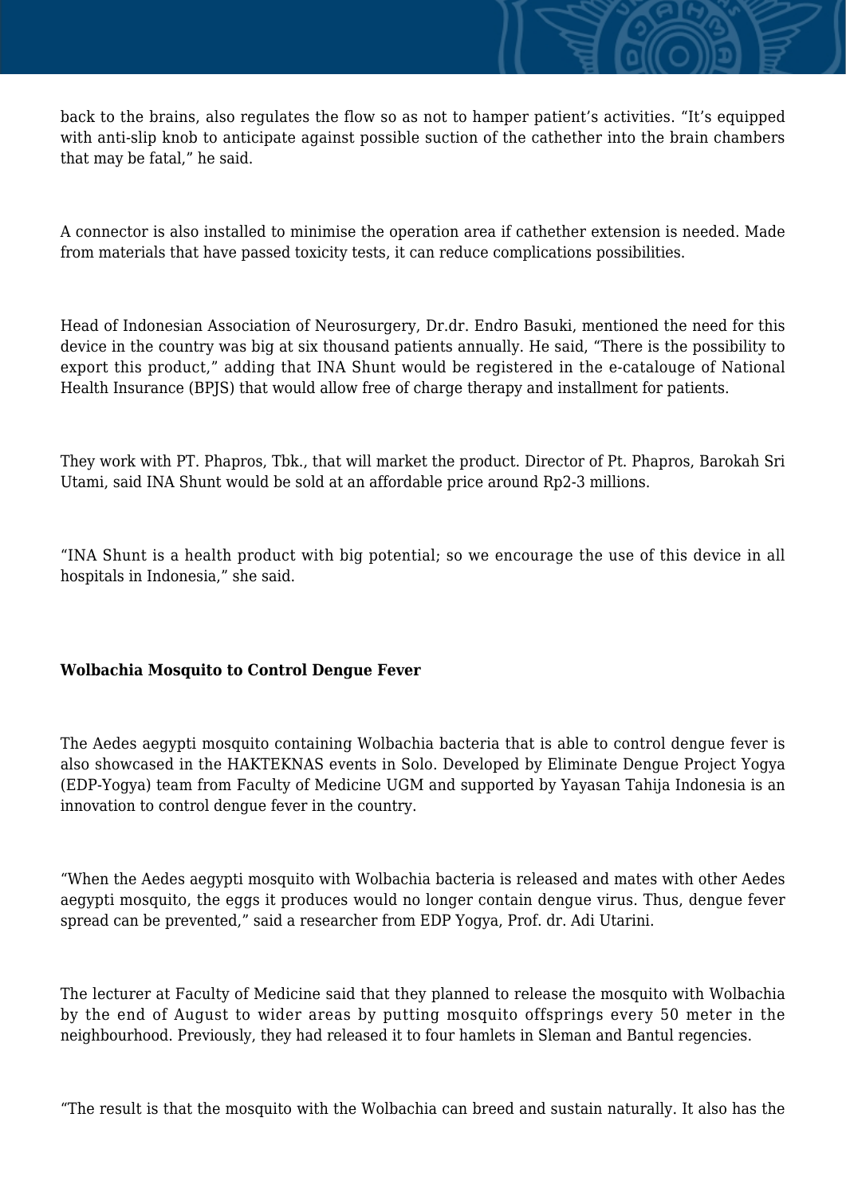back to the brains, also regulates the flow so as not to hamper patient's activities. "It's equipped with anti-slip knob to anticipate against possible suction of the cathether into the brain chambers that may be fatal," he said.

A connector is also installed to minimise the operation area if cathether extension is needed. Made from materials that have passed toxicity tests, it can reduce complications possibilities.

Head of Indonesian Association of Neurosurgery, Dr.dr. Endro Basuki, mentioned the need for this device in the country was big at six thousand patients annually. He said, "There is the possibility to export this product," adding that INA Shunt would be registered in the e-catalouge of National Health Insurance (BPJS) that would allow free of charge therapy and installment for patients.

They work with PT. Phapros, Tbk., that will market the product. Director of Pt. Phapros, Barokah Sri Utami, said INA Shunt would be sold at an affordable price around Rp2-3 millions.

"INA Shunt is a health product with big potential; so we encourage the use of this device in all hospitals in Indonesia," she said.

**Wolbachia Mosquito to Control Dengue Fever**

The Aedes aegypti mosquito containing Wolbachia bacteria that is able to control dengue fever is also showcased in the HAKTEKNAS events in Solo. Developed by Eliminate Dengue Project Yogya (EDP-Yogya) team from Faculty of Medicine UGM and supported by Yayasan Tahija Indonesia is an innovation to control dengue fever in the country.

"When the Aedes aegypti mosquito with Wolbachia bacteria is released and mates with other Aedes aegypti mosquito, the eggs it produces would no longer contain dengue virus. Thus, dengue fever spread can be prevented," said a researcher from EDP Yogya, Prof. dr. Adi Utarini.

The lecturer at Faculty of Medicine said that they planned to release the mosquito with Wolbachia by the end of August to wider areas by putting mosquito offsprings every 50 meter in the neighbourhood. Previously, they had released it to four hamlets in Sleman and Bantul regencies.

"The result is that the mosquito with the Wolbachia can breed and sustain naturally. It also has the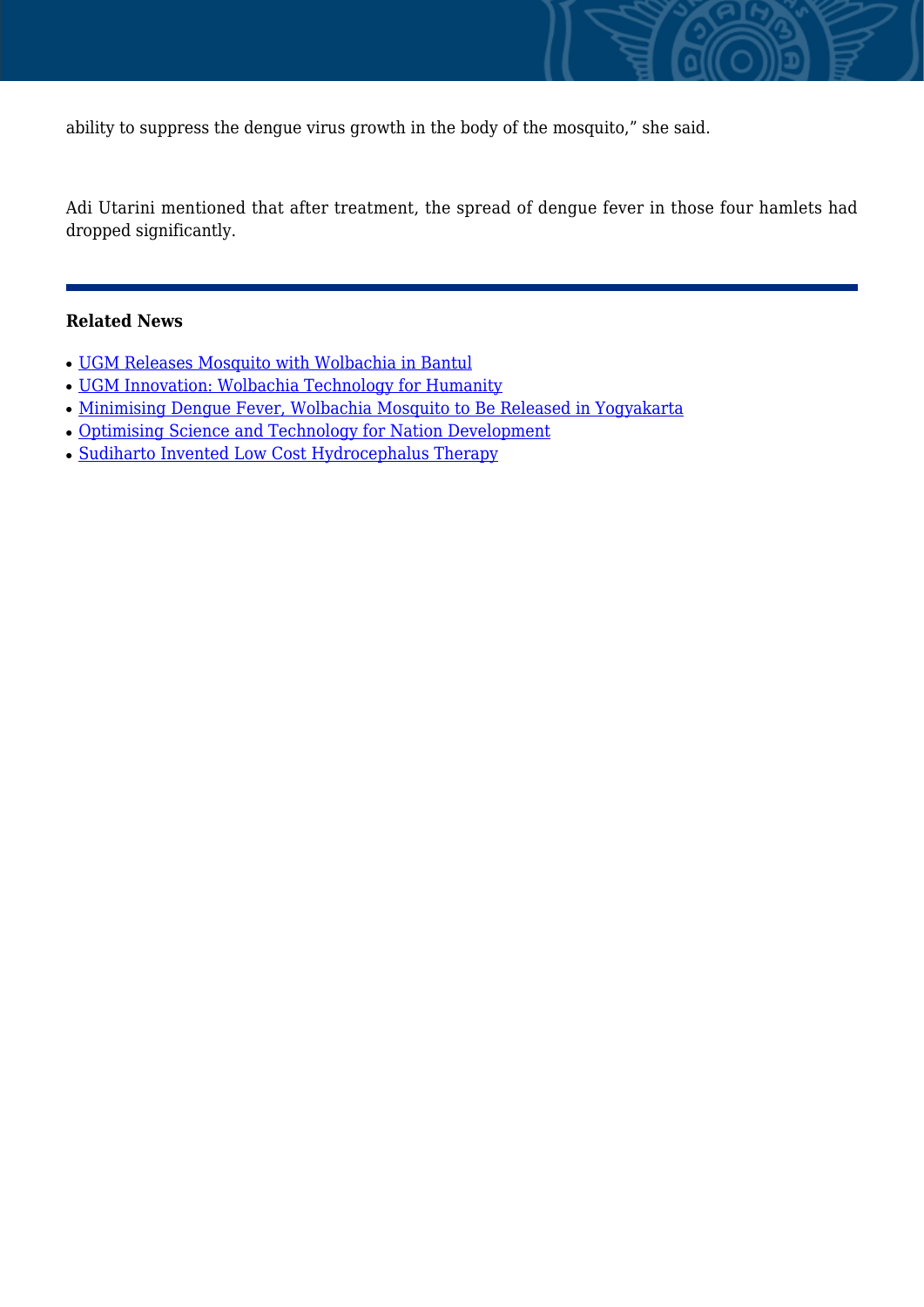ability to suppress the dengue virus growth in the body of the mosquito," she said.

Adi Utarini mentioned that after treatment, the spread of dengue fever in those four hamlets had dropped significantly.

---

**Related News**

- UGM Releases Mosquito with Wolbachia in Bantul
- UGM Innovation: Wolbachia Technology for Humanity
- Minimising Dengue Fever, Wolbachia Mosquito to Be Released in Yogyakarta
- Optimising Science and Technology for Nation Development
- Sudiharto Invented Low Cost Hydrocephalus Therapy